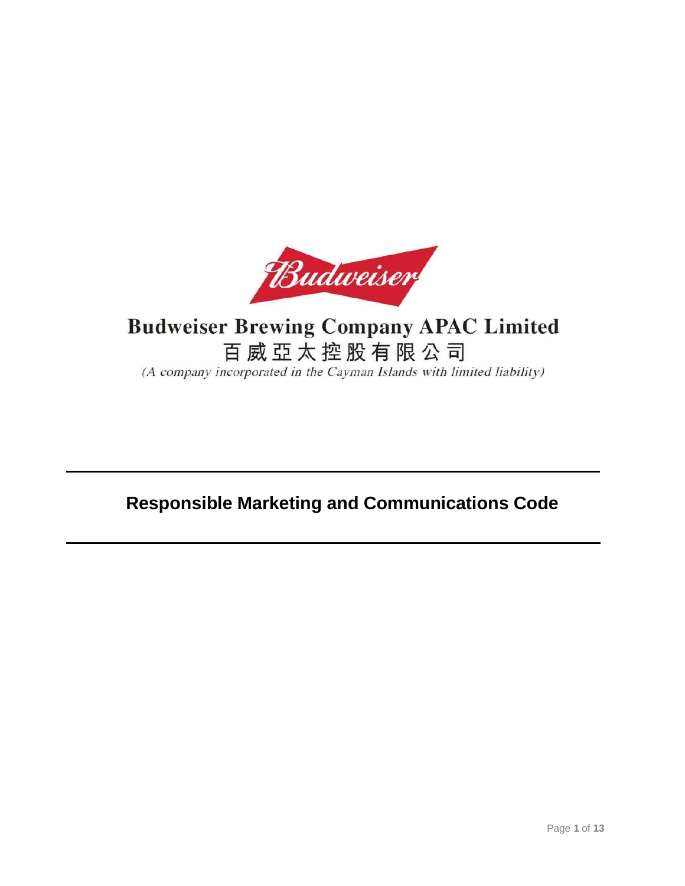**Budweiser Brewing Company APAC Limited**

**百威亞太控股有限公司**

*(A company incorporated in the Cayman Islands with limited liability)*

# Responsible Marketing and Communications Code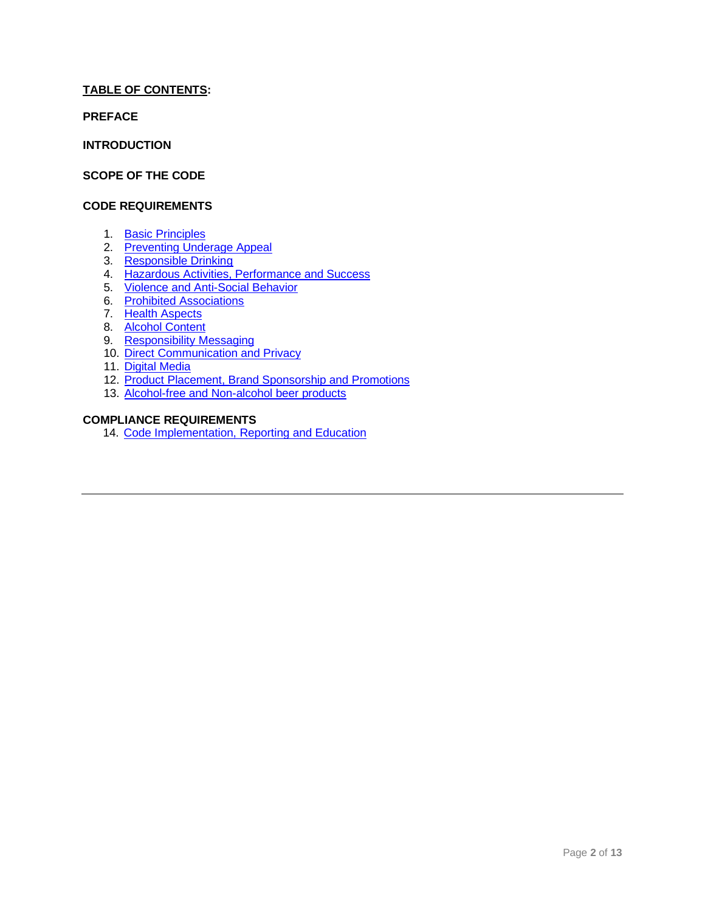**TABLE OF CONTENTS:**

**PREFACE**

**INTRODUCTION**

**SCOPE OF THE CODE**

**CODE REQUIREMENTS**

1. Basic Principles
2. Preventing Underage Appeal
3. Responsible Drinking
4. Hazardous Activities, Performance and Success
5. Violence and Anti-Social Behavior
6. Prohibited Associations
7. Health Aspects
8. Alcohol Content
9. Responsibility Messaging
10. Direct Communication and Privacy
11. Digital Media
12. Product Placement, Brand Sponsorship and Promotions
13. Alcohol-free and Non-alcohol beer products

**COMPLIANCE REQUIREMENTS**

14. Code Implementation, Reporting and Education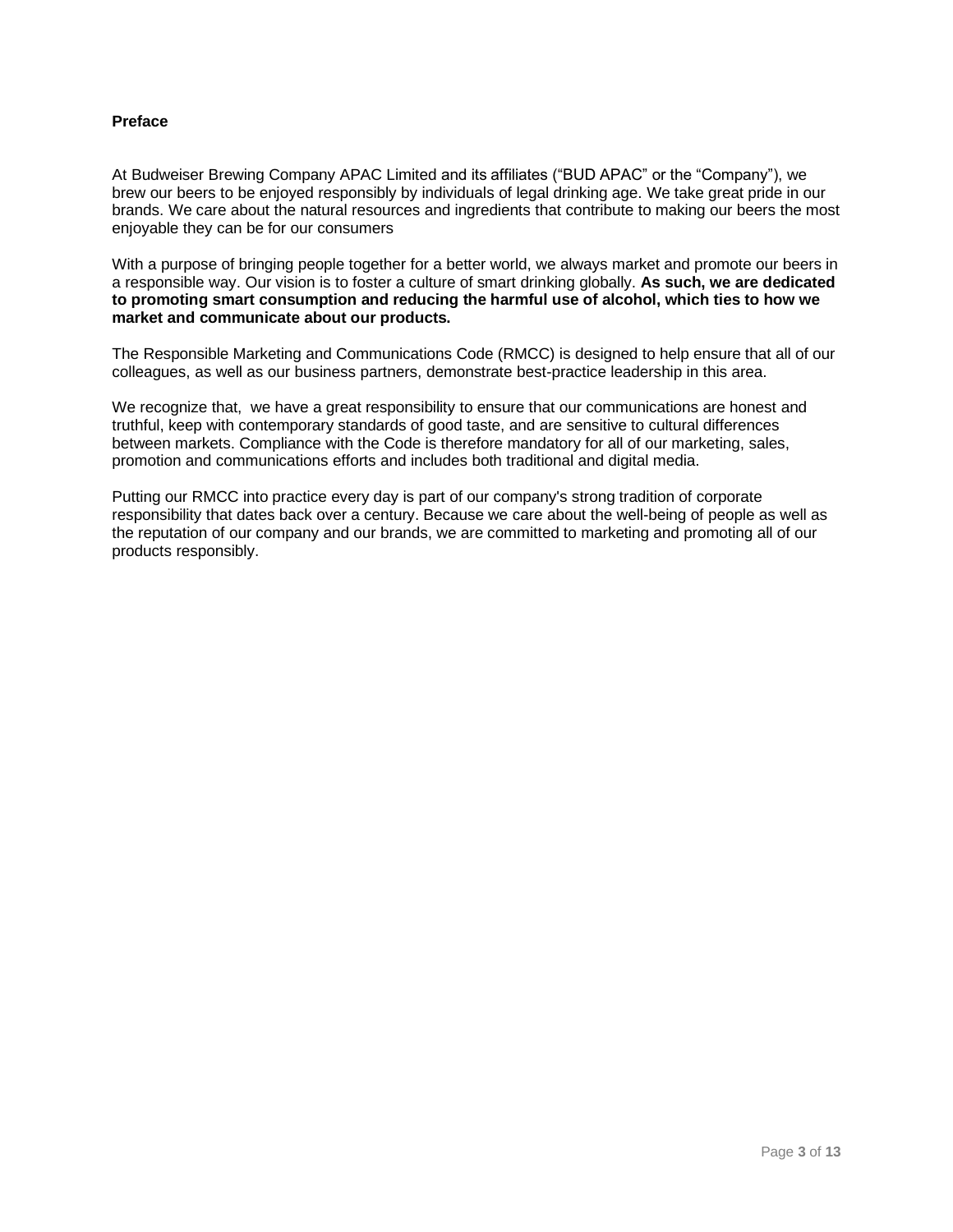**Preface**

At Budweiser Brewing Company APAC Limited and its affiliates ("BUD APAC" or the "Company"), we brew our beers to be enjoyed responsibly by individuals of legal drinking age. We take great pride in our brands. We care about the natural resources and ingredients that contribute to making our beers the most enjoyable they can be for our consumers

With a purpose of bringing people together for a better world, we always market and promote our beers in a responsible way. Our vision is to foster a culture of smart drinking globally. **As such, we are dedicated to promoting smart consumption and reducing the harmful use of alcohol, which ties to how we market and communicate about our products.**

The Responsible Marketing and Communications Code (RMCC) is designed to help ensure that all of our colleagues, as well as our business partners, demonstrate best-practice leadership in this area.

We recognize that, we have a great responsibility to ensure that our communications are honest and truthful, keep with contemporary standards of good taste, and are sensitive to cultural differences between markets. Compliance with the Code is therefore mandatory for all of our marketing, sales, promotion and communications efforts and includes both traditional and digital media.

Putting our RMCC into practice every day is part of our company's strong tradition of corporate responsibility that dates back over a century. Because we care about the well-being of people as well as the reputation of our company and our brands, we are committed to marketing and promoting all of our products responsibly.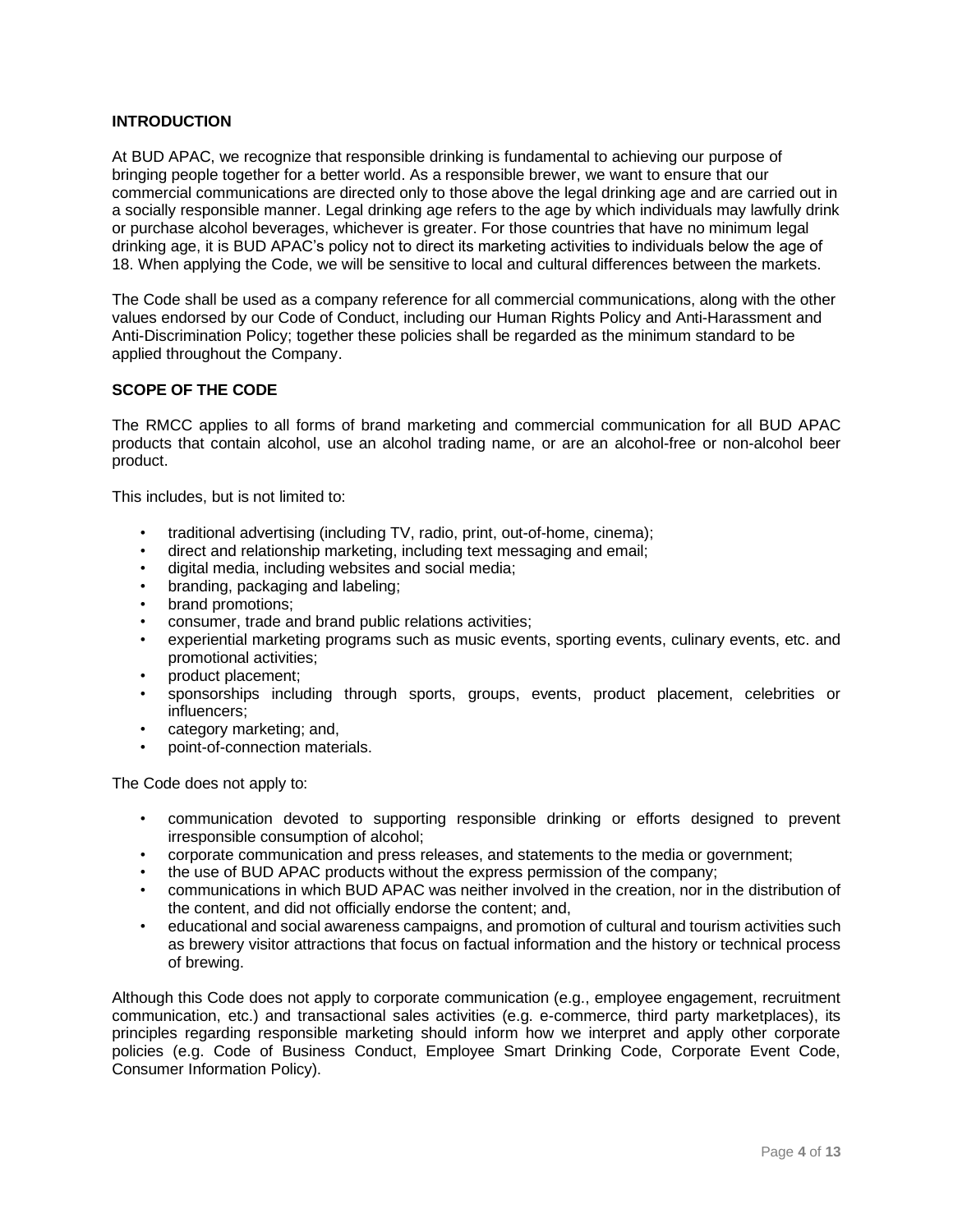## INTRODUCTION

At BUD APAC, we recognize that responsible drinking is fundamental to achieving our purpose of bringing people together for a better world. As a responsible brewer, we want to ensure that our commercial communications are directed only to those above the legal drinking age and are carried out in a socially responsible manner. Legal drinking age refers to the age by which individuals may lawfully drink or purchase alcohol beverages, whichever is greater. For those countries that have no minimum legal drinking age, it is BUD APAC's policy not to direct its marketing activities to individuals below the age of 18. When applying the Code, we will be sensitive to local and cultural differences between the markets.

The Code shall be used as a company reference for all commercial communications, along with the other values endorsed by our Code of Conduct, including our Human Rights Policy and Anti-Harassment and Anti-Discrimination Policy; together these policies shall be regarded as the minimum standard to be applied throughout the Company.

## SCOPE OF THE CODE

The RMCC applies to all forms of brand marketing and commercial communication for all BUD APAC products that contain alcohol, use an alcohol trading name, or are an alcohol-free or non-alcohol beer product.

This includes, but is not limited to:

- traditional advertising (including TV, radio, print, out-of-home, cinema);
- direct and relationship marketing, including text messaging and email;
- digital media, including websites and social media;
- branding, packaging and labeling;
- brand promotions;
- consumer, trade and brand public relations activities;
- experiential marketing programs such as music events, sporting events, culinary events, etc. and promotional activities;
- product placement;
- sponsorships including through sports, groups, events, product placement, celebrities or influencers;
- category marketing; and,
- point-of-connection materials.

The Code does not apply to:

- communication devoted to supporting responsible drinking or efforts designed to prevent irresponsible consumption of alcohol;
- corporate communication and press releases, and statements to the media or government;
- the use of BUD APAC products without the express permission of the company;
- communications in which BUD APAC was neither involved in the creation, nor in the distribution of the content, and did not officially endorse the content; and,
- educational and social awareness campaigns, and promotion of cultural and tourism activities such as brewery visitor attractions that focus on factual information and the history or technical process of brewing.

Although this Code does not apply to corporate communication (e.g., employee engagement, recruitment communication, etc.) and transactional sales activities (e.g. e-commerce, third party marketplaces), its principles regarding responsible marketing should inform how we interpret and apply other corporate policies (e.g. Code of Business Conduct, Employee Smart Drinking Code, Corporate Event Code, Consumer Information Policy).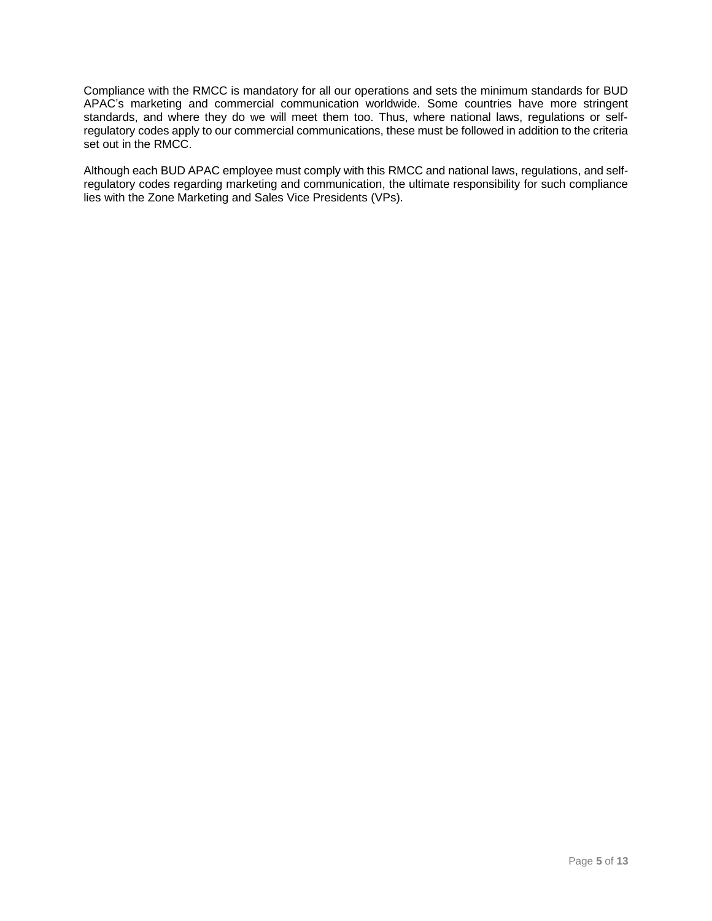Compliance with the RMCC is mandatory for all our operations and sets the minimum standards for BUD APAC's marketing and commercial communication worldwide. Some countries have more stringent standards, and where they do we will meet them too. Thus, where national laws, regulations or self-regulatory codes apply to our commercial communications, these must be followed in addition to the criteria set out in the RMCC.

Although each BUD APAC employee must comply with this RMCC and national laws, regulations, and self-regulatory codes regarding marketing and communication, the ultimate responsibility for such compliance lies with the Zone Marketing and Sales Vice Presidents (VPs).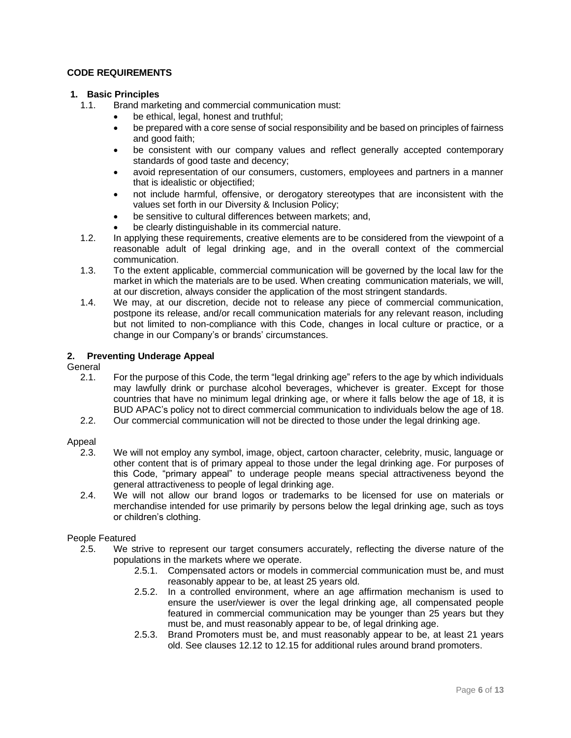**CODE REQUIREMENTS**

**1. Basic Principles**

1.1. Brand marketing and commercial communication must:

- be ethical, legal, honest and truthful;
- be prepared with a core sense of social responsibility and be based on principles of fairness and good faith;
- be consistent with our company values and reflect generally accepted contemporary standards of good taste and decency;
- avoid representation of our consumers, customers, employees and partners in a manner that is idealistic or objectified;
- not include harmful, offensive, or derogatory stereotypes that are inconsistent with the values set forth in our Diversity & Inclusion Policy;
- be sensitive to cultural differences between markets; and,
- be clearly distinguishable in its commercial nature.

1.2. In applying these requirements, creative elements are to be considered from the viewpoint of a reasonable adult of legal drinking age, and in the overall context of the commercial communication.

1.3. To the extent applicable, commercial communication will be governed by the local law for the market in which the materials are to be used. When creating communication materials, we will, at our discretion, always consider the application of the most stringent standards.

1.4. We may, at our discretion, decide not to release any piece of commercial communication, postpone its release, and/or recall communication materials for any relevant reason, including but not limited to non-compliance with this Code, changes in local culture or practice, or a change in our Company's or brands' circumstances.

**2. Preventing Underage Appeal**

General

2.1. For the purpose of this Code, the term "legal drinking age" refers to the age by which individuals may lawfully drink or purchase alcohol beverages, whichever is greater. Except for those countries that have no minimum legal drinking age, or where it falls below the age of 18, it is BUD APAC's policy not to direct commercial communication to individuals below the age of 18.

2.2. Our commercial communication will not be directed to those under the legal drinking age.

Appeal

2.3. We will not employ any symbol, image, object, cartoon character, celebrity, music, language or other content that is of primary appeal to those under the legal drinking age. For purposes of this Code, "primary appeal" to underage people means special attractiveness beyond the general attractiveness to people of legal drinking age.

2.4. We will not allow our brand logos or trademarks to be licensed for use on materials or merchandise intended for use primarily by persons below the legal drinking age, such as toys or children's clothing.

People Featured

2.5. We strive to represent our target consumers accurately, reflecting the diverse nature of the populations in the markets where we operate.

2.5.1. Compensated actors or models in commercial communication must be, and must reasonably appear to be, at least 25 years old.

2.5.2. In a controlled environment, where an age affirmation mechanism is used to ensure the user/viewer is over the legal drinking age, all compensated people featured in commercial communication may be younger than 25 years but they must be, and must reasonably appear to be, of legal drinking age.

2.5.3. Brand Promoters must be, and must reasonably appear to be, at least 21 years old. See clauses 12.12 to 12.15 for additional rules around brand promoters.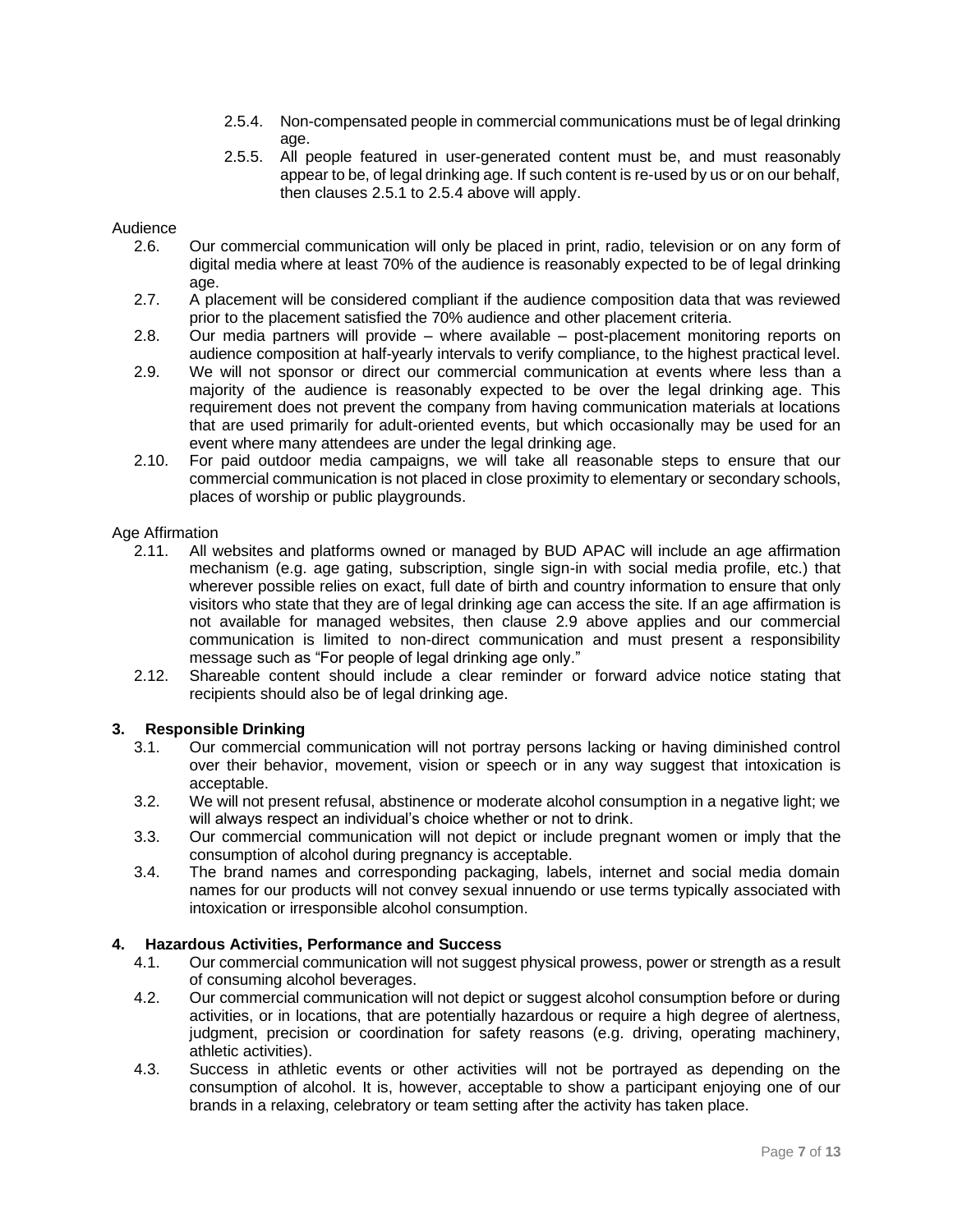- 2.5.4. Non-compensated people in commercial communications must be of legal drinking age.
- 2.5.5. All people featured in user-generated content must be, and must reasonably appear to be, of legal drinking age. If such content is re-used by us or on our behalf, then clauses 2.5.1 to 2.5.4 above will apply.

Audience

- 2.6. Our commercial communication will only be placed in print, radio, television or on any form of digital media where at least 70% of the audience is reasonably expected to be of legal drinking age.
- 2.7. A placement will be considered compliant if the audience composition data that was reviewed prior to the placement satisfied the 70% audience and other placement criteria.
- 2.8. Our media partners will provide – where available – post-placement monitoring reports on audience composition at half-yearly intervals to verify compliance, to the highest practical level.
- 2.9. We will not sponsor or direct our commercial communication at events where less than a majority of the audience is reasonably expected to be over the legal drinking age. This requirement does not prevent the company from having communication materials at locations that are used primarily for adult-oriented events, but which occasionally may be used for an event where many attendees are under the legal drinking age.
- 2.10. For paid outdoor media campaigns, we will take all reasonable steps to ensure that our commercial communication is not placed in close proximity to elementary or secondary schools, places of worship or public playgrounds.

Age Affirmation

- 2.11. All websites and platforms owned or managed by BUD APAC will include an age affirmation mechanism (e.g. age gating, subscription, single sign-in with social media profile, etc.) that wherever possible relies on exact, full date of birth and country information to ensure that only visitors who state that they are of legal drinking age can access the site. If an age affirmation is not available for managed websites, then clause 2.9 above applies and our commercial communication is limited to non-direct communication and must present a responsibility message such as "For people of legal drinking age only."
- 2.12. Shareable content should include a clear reminder or forward advice notice stating that recipients should also be of legal drinking age.

## 3. Responsible Drinking

- 3.1. Our commercial communication will not portray persons lacking or having diminished control over their behavior, movement, vision or speech or in any way suggest that intoxication is acceptable.
- 3.2. We will not present refusal, abstinence or moderate alcohol consumption in a negative light; we will always respect an individual's choice whether or not to drink.
- 3.3. Our commercial communication will not depict or include pregnant women or imply that the consumption of alcohol during pregnancy is acceptable.
- 3.4. The brand names and corresponding packaging, labels, internet and social media domain names for our products will not convey sexual innuendo or use terms typically associated with intoxication or irresponsible alcohol consumption.

## 4. Hazardous Activities, Performance and Success

- 4.1. Our commercial communication will not suggest physical prowess, power or strength as a result of consuming alcohol beverages.
- 4.2. Our commercial communication will not depict or suggest alcohol consumption before or during activities, or in locations, that are potentially hazardous or require a high degree of alertness, judgment, precision or coordination for safety reasons (e.g. driving, operating machinery, athletic activities).
- 4.3. Success in athletic events or other activities will not be portrayed as depending on the consumption of alcohol. It is, however, acceptable to show a participant enjoying one of our brands in a relaxing, celebratory or team setting after the activity has taken place.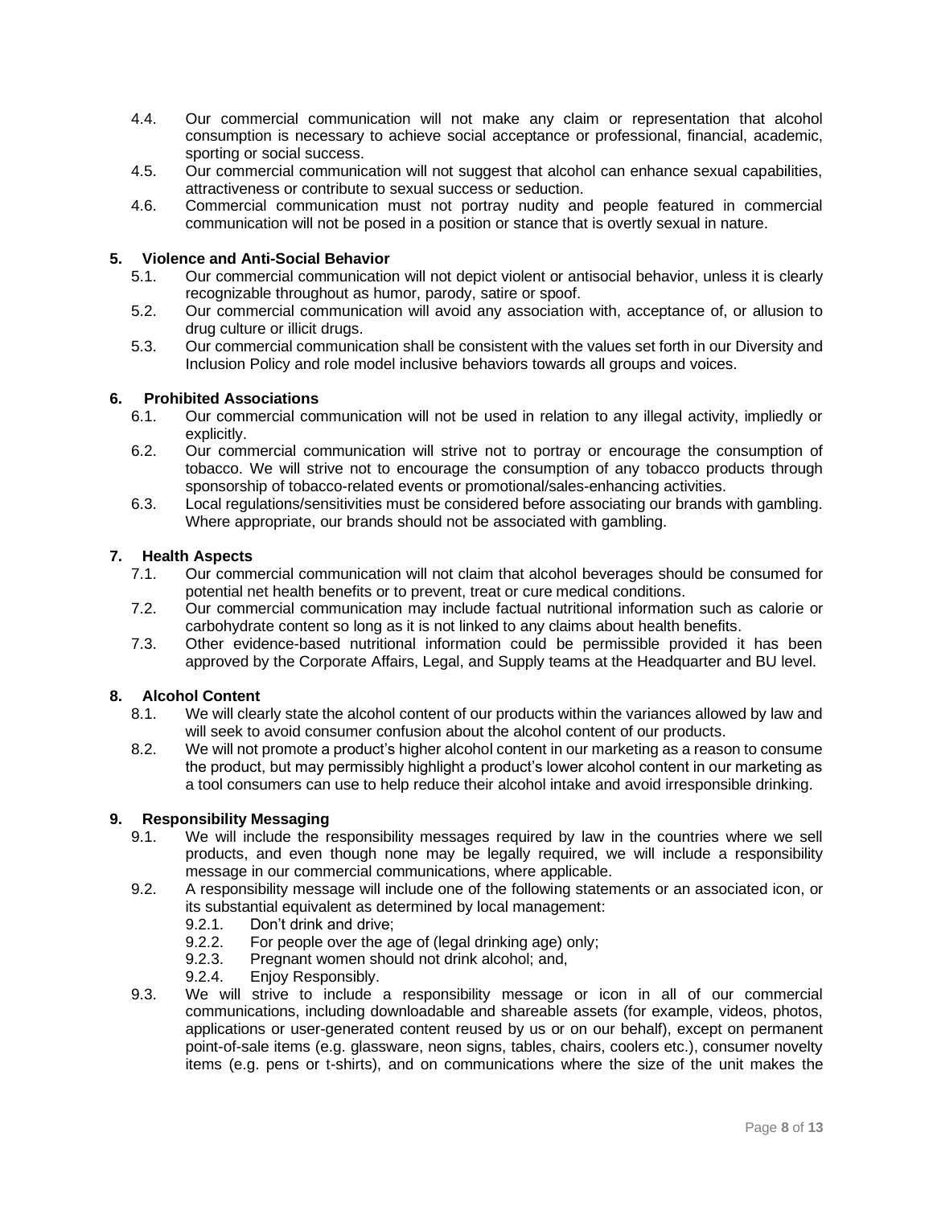4.4. Our commercial communication will not make any claim or representation that alcohol consumption is necessary to achieve social acceptance or professional, financial, academic, sporting or social success.

4.5. Our commercial communication will not suggest that alcohol can enhance sexual capabilities, attractiveness or contribute to sexual success or seduction.

4.6. Commercial communication must not portray nudity and people featured in commercial communication will not be posed in a position or stance that is overtly sexual in nature.

## 5. Violence and Anti-Social Behavior

5.1. Our commercial communication will not depict violent or antisocial behavior, unless it is clearly recognizable throughout as humor, parody, satire or spoof.

5.2. Our commercial communication will avoid any association with, acceptance of, or allusion to drug culture or illicit drugs.

5.3. Our commercial communication shall be consistent with the values set forth in our Diversity and Inclusion Policy and role model inclusive behaviors towards all groups and voices.

## 6. Prohibited Associations

6.1. Our commercial communication will not be used in relation to any illegal activity, impliedly or explicitly.

6.2. Our commercial communication will strive not to portray or encourage the consumption of tobacco. We will strive not to encourage the consumption of any tobacco products through sponsorship of tobacco-related events or promotional/sales-enhancing activities.

6.3. Local regulations/sensitivities must be considered before associating our brands with gambling. Where appropriate, our brands should not be associated with gambling.

## 7. Health Aspects

7.1. Our commercial communication will not claim that alcohol beverages should be consumed for potential net health benefits or to prevent, treat or cure medical conditions.

7.2. Our commercial communication may include factual nutritional information such as calorie or carbohydrate content so long as it is not linked to any claims about health benefits.

7.3. Other evidence-based nutritional information could be permissible provided it has been approved by the Corporate Affairs, Legal, and Supply teams at the Headquarter and BU level.

## 8. Alcohol Content

8.1. We will clearly state the alcohol content of our products within the variances allowed by law and will seek to avoid consumer confusion about the alcohol content of our products.

8.2. We will not promote a product's higher alcohol content in our marketing as a reason to consume the product, but may permissibly highlight a product's lower alcohol content in our marketing as a tool consumers can use to help reduce their alcohol intake and avoid irresponsible drinking.

## 9. Responsibility Messaging

9.1. We will include the responsibility messages required by law in the countries where we sell products, and even though none may be legally required, we will include a responsibility message in our commercial communications, where applicable.

9.2. A responsibility message will include one of the following statements or an associated icon, or its substantial equivalent as determined by local management:

- 9.2.1. Don't drink and drive;
- 9.2.2. For people over the age of (legal drinking age) only;
- 9.2.3. Pregnant women should not drink alcohol; and,
- 9.2.4. Enjoy Responsibly.

9.3. We will strive to include a responsibility message or icon in all of our commercial communications, including downloadable and shareable assets (for example, videos, photos, applications or user-generated content reused by us or on our behalf), except on permanent point-of-sale items (e.g. glassware, neon signs, tables, chairs, coolers etc.), consumer novelty items (e.g. pens or t-shirts), and on communications where the size of the unit makes the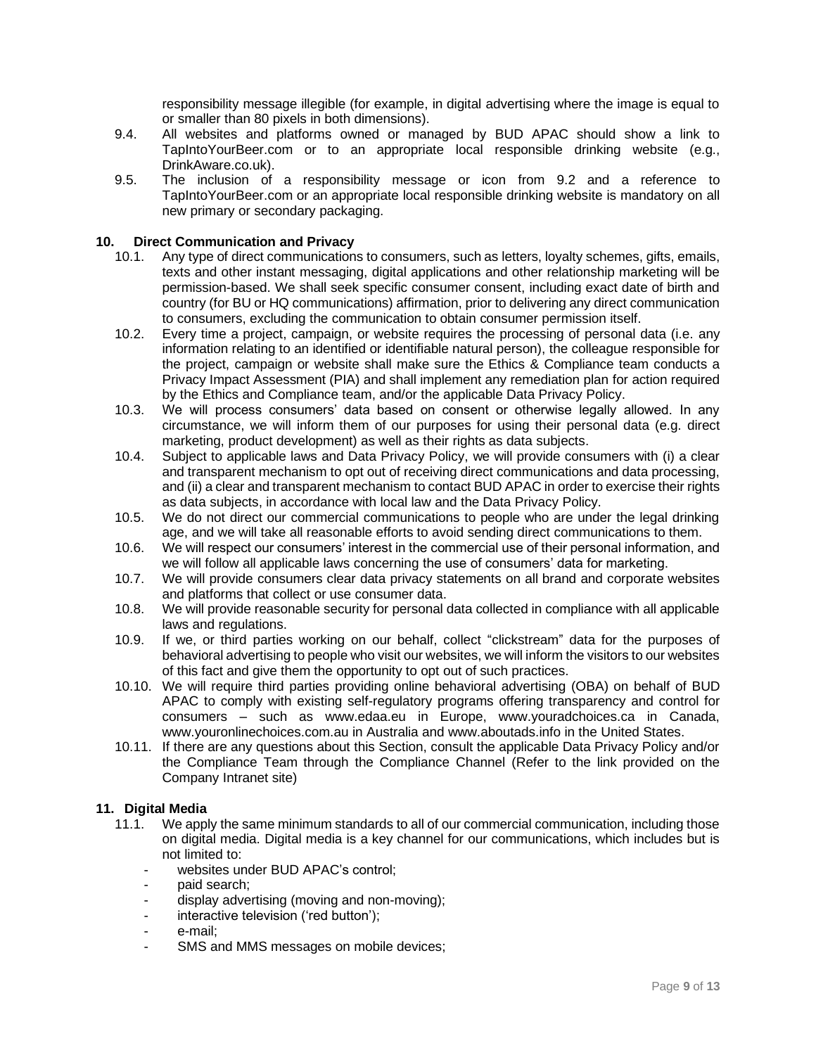responsibility message illegible (for example, in digital advertising where the image is equal to or smaller than 80 pixels in both dimensions).

9.4. All websites and platforms owned or managed by BUD APAC should show a link to TapIntoYourBeer.com or to an appropriate local responsible drinking website (e.g., DrinkAware.co.uk).

9.5. The inclusion of a responsibility message or icon from 9.2 and a reference to TapIntoYourBeer.com or an appropriate local responsible drinking website is mandatory on all new primary or secondary packaging.

## 10. Direct Communication and Privacy

10.1. Any type of direct communications to consumers, such as letters, loyalty schemes, gifts, emails, texts and other instant messaging, digital applications and other relationship marketing will be permission-based. We shall seek specific consumer consent, including exact date of birth and country (for BU or HQ communications) affirmation, prior to delivering any direct communication to consumers, excluding the communication to obtain consumer permission itself.

10.2. Every time a project, campaign, or website requires the processing of personal data (i.e. any information relating to an identified or identifiable natural person), the colleague responsible for the project, campaign or website shall make sure the Ethics & Compliance team conducts a Privacy Impact Assessment (PIA) and shall implement any remediation plan for action required by the Ethics and Compliance team, and/or the applicable Data Privacy Policy.

10.3. We will process consumers' data based on consent or otherwise legally allowed. In any circumstance, we will inform them of our purposes for using their personal data (e.g. direct marketing, product development) as well as their rights as data subjects.

10.4. Subject to applicable laws and Data Privacy Policy, we will provide consumers with (i) a clear and transparent mechanism to opt out of receiving direct communications and data processing, and (ii) a clear and transparent mechanism to contact BUD APAC in order to exercise their rights as data subjects, in accordance with local law and the Data Privacy Policy.

10.5. We do not direct our commercial communications to people who are under the legal drinking age, and we will take all reasonable efforts to avoid sending direct communications to them.

10.6. We will respect our consumers' interest in the commercial use of their personal information, and we will follow all applicable laws concerning the use of consumers' data for marketing.

10.7. We will provide consumers clear data privacy statements on all brand and corporate websites and platforms that collect or use consumer data.

10.8. We will provide reasonable security for personal data collected in compliance with all applicable laws and regulations.

10.9. If we, or third parties working on our behalf, collect "clickstream" data for the purposes of behavioral advertising to people who visit our websites, we will inform the visitors to our websites of this fact and give them the opportunity to opt out of such practices.

10.10. We will require third parties providing online behavioral advertising (OBA) on behalf of BUD APAC to comply with existing self-regulatory programs offering transparency and control for consumers – such as www.edaa.eu in Europe, www.youradchoices.ca in Canada, www.youronlinechoices.com.au in Australia and www.aboutads.info in the United States.

10.11. If there are any questions about this Section, consult the applicable Data Privacy Policy and/or the Compliance Team through the Compliance Channel (Refer to the link provided on the Company Intranet site)

## 11. Digital Media

11.1. We apply the same minimum standards to all of our commercial communication, including those on digital media. Digital media is a key channel for our communications, which includes but is not limited to:

- websites under BUD APAC's control;
- paid search;
- display advertising (moving and non-moving);
- interactive television ('red button');
- e-mail;
- SMS and MMS messages on mobile devices;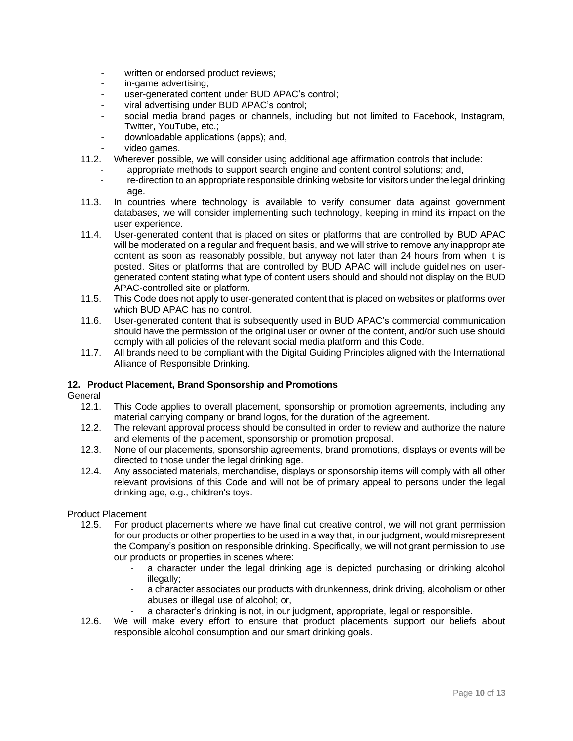- written or endorsed product reviews;
- in-game advertising;
- user-generated content under BUD APAC's control;
- viral advertising under BUD APAC's control;
- social media brand pages or channels, including but not limited to Facebook, Instagram, Twitter, YouTube, etc.;
- downloadable applications (apps); and,
- video games.

11.2. Wherever possible, we will consider using additional age affirmation controls that include:

- appropriate methods to support search engine and content control solutions; and,
- re-direction to an appropriate responsible drinking website for visitors under the legal drinking age.

11.3. In countries where technology is available to verify consumer data against government databases, we will consider implementing such technology, keeping in mind its impact on the user experience.

11.4. User-generated content that is placed on sites or platforms that are controlled by BUD APAC will be moderated on a regular and frequent basis, and we will strive to remove any inappropriate content as soon as reasonably possible, but anyway not later than 24 hours from when it is posted. Sites or platforms that are controlled by BUD APAC will include guidelines on user-generated content stating what type of content users should and should not display on the BUD APAC-controlled site or platform.

11.5. This Code does not apply to user-generated content that is placed on websites or platforms over which BUD APAC has no control.

11.6. User-generated content that is subsequently used in BUD APAC's commercial communication should have the permission of the original user or owner of the content, and/or such use should comply with all policies of the relevant social media platform and this Code.

11.7. All brands need to be compliant with the Digital Guiding Principles aligned with the International Alliance of Responsible Drinking.

## 12. Product Placement, Brand Sponsorship and Promotions

General

12.1. This Code applies to overall placement, sponsorship or promotion agreements, including any material carrying company or brand logos, for the duration of the agreement.

12.2. The relevant approval process should be consulted in order to review and authorize the nature and elements of the placement, sponsorship or promotion proposal.

12.3. None of our placements, sponsorship agreements, brand promotions, displays or events will be directed to those under the legal drinking age.

12.4. Any associated materials, merchandise, displays or sponsorship items will comply with all other relevant provisions of this Code and will not be of primary appeal to persons under the legal drinking age, e.g., children's toys.

Product Placement

12.5. For product placements where we have final cut creative control, we will not grant permission for our products or other properties to be used in a way that, in our judgment, would misrepresent the Company's position on responsible drinking. Specifically, we will not grant permission to use our products or properties in scenes where:

- a character under the legal drinking age is depicted purchasing or drinking alcohol illegally;
- a character associates our products with drunkenness, drink driving, alcoholism or other abuses or illegal use of alcohol; or,
- a character's drinking is not, in our judgment, appropriate, legal or responsible.

12.6. We will make every effort to ensure that product placements support our beliefs about responsible alcohol consumption and our smart drinking goals.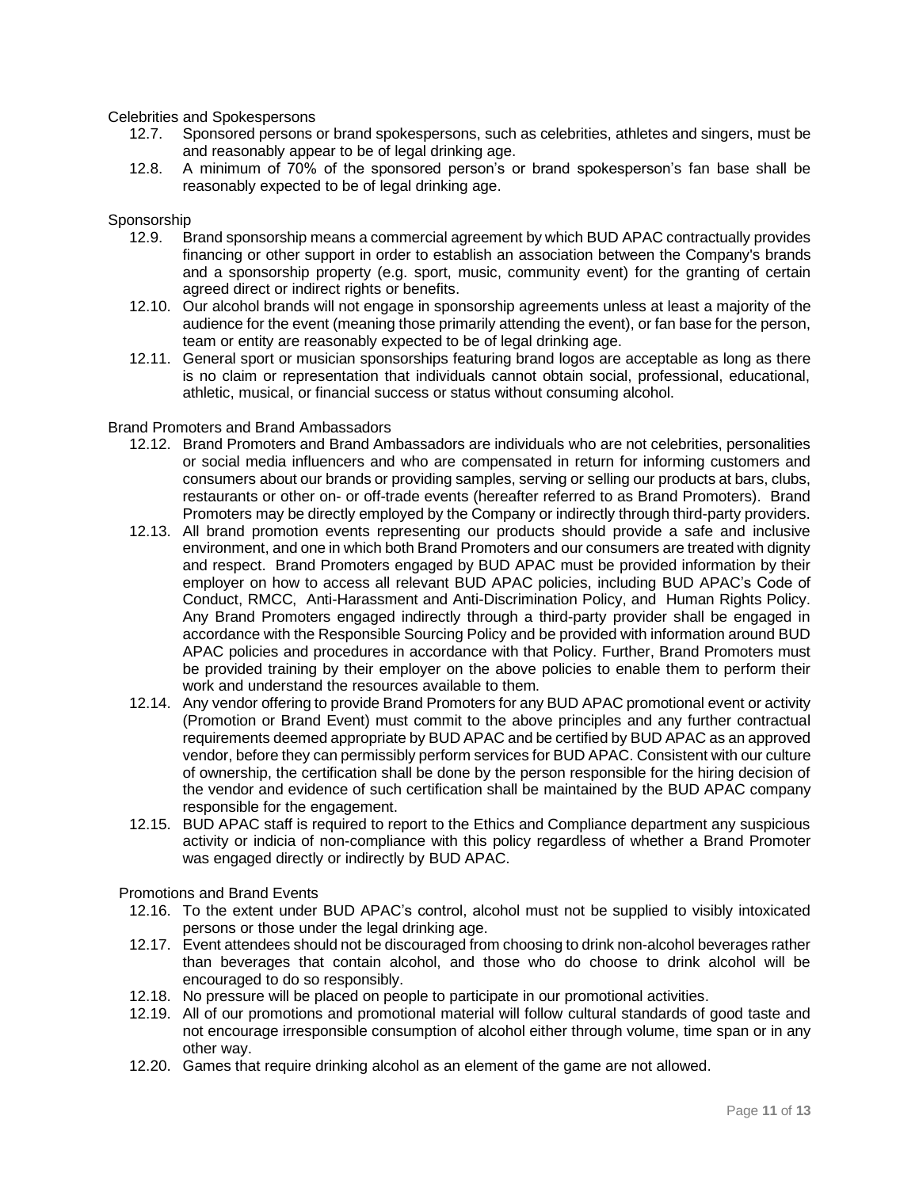Celebrities and Spokespersons

12.7. Sponsored persons or brand spokespersons, such as celebrities, athletes and singers, must be and reasonably appear to be of legal drinking age.

12.8. A minimum of 70% of the sponsored person's or brand spokesperson's fan base shall be reasonably expected to be of legal drinking age.

Sponsorship

12.9. Brand sponsorship means a commercial agreement by which BUD APAC contractually provides financing or other support in order to establish an association between the Company's brands and a sponsorship property (e.g. sport, music, community event) for the granting of certain agreed direct or indirect rights or benefits.

12.10. Our alcohol brands will not engage in sponsorship agreements unless at least a majority of the audience for the event (meaning those primarily attending the event), or fan base for the person, team or entity are reasonably expected to be of legal drinking age.

12.11. General sport or musician sponsorships featuring brand logos are acceptable as long as there is no claim or representation that individuals cannot obtain social, professional, educational, athletic, musical, or financial success or status without consuming alcohol.

Brand Promoters and Brand Ambassadors

12.12. Brand Promoters and Brand Ambassadors are individuals who are not celebrities, personalities or social media influencers and who are compensated in return for informing customers and consumers about our brands or providing samples, serving or selling our products at bars, clubs, restaurants or other on- or off-trade events (hereafter referred to as Brand Promoters). Brand Promoters may be directly employed by the Company or indirectly through third-party providers.

12.13. All brand promotion events representing our products should provide a safe and inclusive environment, and one in which both Brand Promoters and our consumers are treated with dignity and respect. Brand Promoters engaged by BUD APAC must be provided information by their employer on how to access all relevant BUD APAC policies, including BUD APAC's Code of Conduct, RMCC, Anti-Harassment and Anti-Discrimination Policy, and Human Rights Policy. Any Brand Promoters engaged indirectly through a third-party provider shall be engaged in accordance with the Responsible Sourcing Policy and be provided with information around BUD APAC policies and procedures in accordance with that Policy. Further, Brand Promoters must be provided training by their employer on the above policies to enable them to perform their work and understand the resources available to them.

12.14. Any vendor offering to provide Brand Promoters for any BUD APAC promotional event or activity (Promotion or Brand Event) must commit to the above principles and any further contractual requirements deemed appropriate by BUD APAC and be certified by BUD APAC as an approved vendor, before they can permissibly perform services for BUD APAC. Consistent with our culture of ownership, the certification shall be done by the person responsible for the hiring decision of the vendor and evidence of such certification shall be maintained by the BUD APAC company responsible for the engagement.

12.15. BUD APAC staff is required to report to the Ethics and Compliance department any suspicious activity or indicia of non-compliance with this policy regardless of whether a Brand Promoter was engaged directly or indirectly by BUD APAC.

Promotions and Brand Events

12.16. To the extent under BUD APAC's control, alcohol must not be supplied to visibly intoxicated persons or those under the legal drinking age.

12.17. Event attendees should not be discouraged from choosing to drink non-alcohol beverages rather than beverages that contain alcohol, and those who do choose to drink alcohol will be encouraged to do so responsibly.

12.18. No pressure will be placed on people to participate in our promotional activities.

12.19. All of our promotions and promotional material will follow cultural standards of good taste and not encourage irresponsible consumption of alcohol either through volume, time span or in any other way.

12.20. Games that require drinking alcohol as an element of the game are not allowed.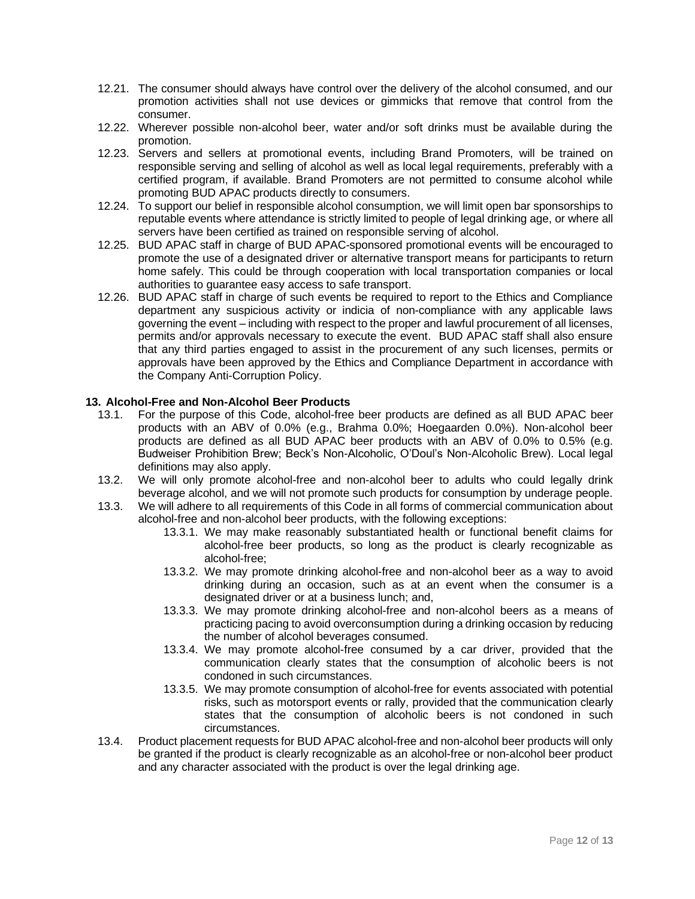12.21. The consumer should always have control over the delivery of the alcohol consumed, and our promotion activities shall not use devices or gimmicks that remove that control from the consumer.

12.22. Wherever possible non-alcohol beer, water and/or soft drinks must be available during the promotion.

12.23. Servers and sellers at promotional events, including Brand Promoters, will be trained on responsible serving and selling of alcohol as well as local legal requirements, preferably with a certified program, if available. Brand Promoters are not permitted to consume alcohol while promoting BUD APAC products directly to consumers.

12.24. To support our belief in responsible alcohol consumption, we will limit open bar sponsorships to reputable events where attendance is strictly limited to people of legal drinking age, or where all servers have been certified as trained on responsible serving of alcohol.

12.25. BUD APAC staff in charge of BUD APAC-sponsored promotional events will be encouraged to promote the use of a designated driver or alternative transport means for participants to return home safely. This could be through cooperation with local transportation companies or local authorities to guarantee easy access to safe transport.

12.26. BUD APAC staff in charge of such events be required to report to the Ethics and Compliance department any suspicious activity or indicia of non-compliance with any applicable laws governing the event – including with respect to the proper and lawful procurement of all licenses, permits and/or approvals necessary to execute the event. BUD APAC staff shall also ensure that any third parties engaged to assist in the procurement of any such licenses, permits or approvals have been approved by the Ethics and Compliance Department in accordance with the Company Anti-Corruption Policy.

## 13. Alcohol-Free and Non-Alcohol Beer Products

13.1. For the purpose of this Code, alcohol-free beer products are defined as all BUD APAC beer products with an ABV of 0.0% (e.g., Brahma 0.0%; Hoegaarden 0.0%). Non-alcohol beer products are defined as all BUD APAC beer products with an ABV of 0.0% to 0.5% (e.g. Budweiser Prohibition Brew; Beck's Non-Alcoholic, O'Doul's Non-Alcoholic Brew). Local legal definitions may also apply.

13.2. We will only promote alcohol-free and non-alcohol beer to adults who could legally drink beverage alcohol, and we will not promote such products for consumption by underage people.

13.3. We will adhere to all requirements of this Code in all forms of commercial communication about alcohol-free and non-alcohol beer products, with the following exceptions:

- 13.3.1. We may make reasonably substantiated health or functional benefit claims for alcohol-free beer products, so long as the product is clearly recognizable as alcohol-free;
- 13.3.2. We may promote drinking alcohol-free and non-alcohol beer as a way to avoid drinking during an occasion, such as at an event when the consumer is a designated driver or at a business lunch; and,
- 13.3.3. We may promote drinking alcohol-free and non-alcohol beers as a means of practicing pacing to avoid overconsumption during a drinking occasion by reducing the number of alcohol beverages consumed.
- 13.3.4. We may promote alcohol-free consumed by a car driver, provided that the communication clearly states that the consumption of alcoholic beers is not condoned in such circumstances.
- 13.3.5. We may promote consumption of alcohol-free for events associated with potential risks, such as motorsport events or rally, provided that the communication clearly states that the consumption of alcoholic beers is not condoned in such circumstances.

13.4. Product placement requests for BUD APAC alcohol-free and non-alcohol beer products will only be granted if the product is clearly recognizable as an alcohol-free or non-alcohol beer product and any character associated with the product is over the legal drinking age.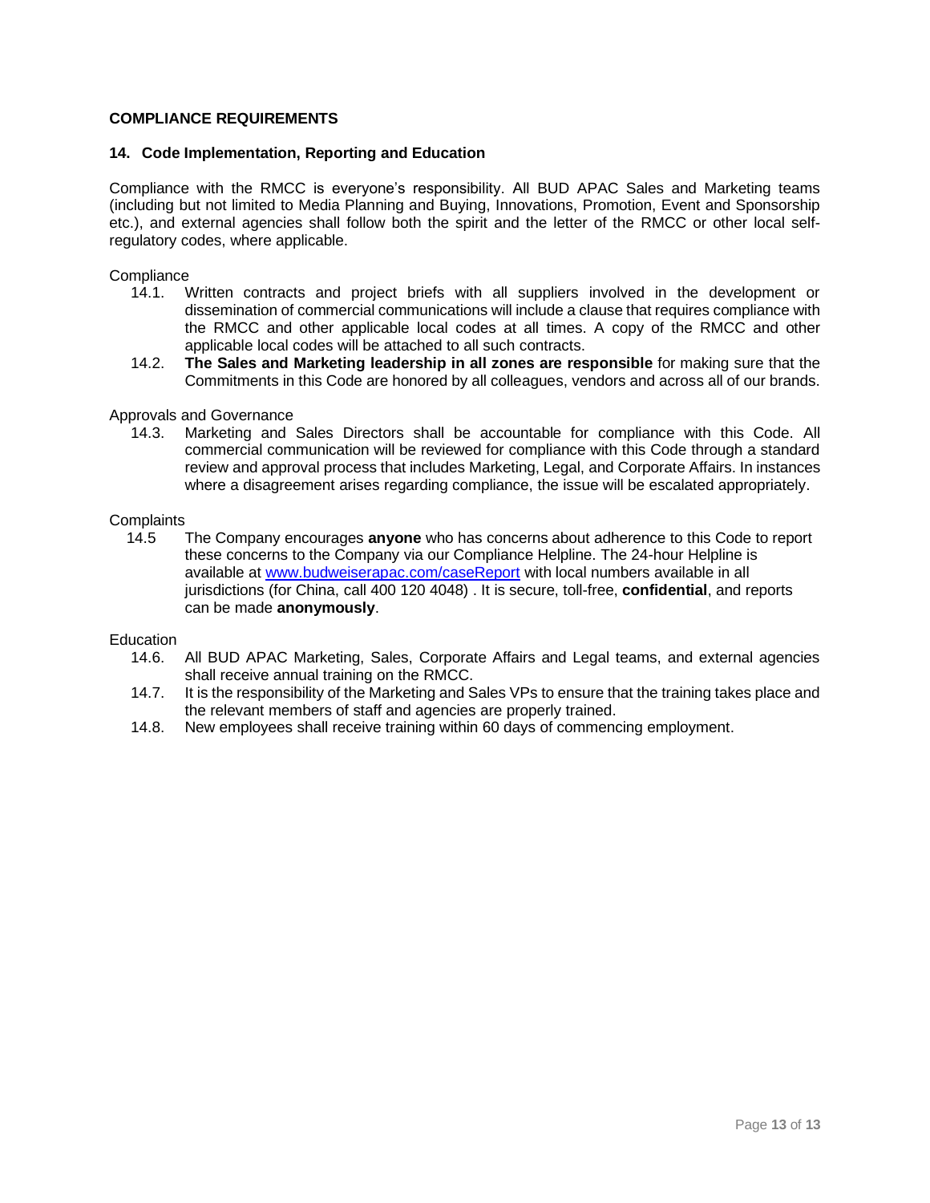**COMPLIANCE REQUIREMENTS**

## 14. Code Implementation, Reporting and Education

Compliance with the RMCC is everyone's responsibility. All BUD APAC Sales and Marketing teams (including but not limited to Media Planning and Buying, Innovations, Promotion, Event and Sponsorship etc.), and external agencies shall follow both the spirit and the letter of the RMCC or other local self-regulatory codes, where applicable.

Compliance

14.1. Written contracts and project briefs with all suppliers involved in the development or dissemination of commercial communications will include a clause that requires compliance with the RMCC and other applicable local codes at all times. A copy of the RMCC and other applicable local codes will be attached to all such contracts.

14.2. **The Sales and Marketing leadership in all zones are responsible** for making sure that the Commitments in this Code are honored by all colleagues, vendors and across all of our brands.

Approvals and Governance

14.3. Marketing and Sales Directors shall be accountable for compliance with this Code. All commercial communication will be reviewed for compliance with this Code through a standard review and approval process that includes Marketing, Legal, and Corporate Affairs. In instances where a disagreement arises regarding compliance, the issue will be escalated appropriately.

Complaints

14.5 The Company encourages **anyone** who has concerns about adherence to this Code to report these concerns to the Company via our Compliance Helpline. The 24-hour Helpline is available at [www.budweiserapac.com/caseReport](www.budweiserapac.com/caseReport) with local numbers available in all jurisdictions (for China, call 400 120 4048) . It is secure, toll-free, **confidential**, and reports can be made **anonymously**.

Education

14.6. All BUD APAC Marketing, Sales, Corporate Affairs and Legal teams, and external agencies shall receive annual training on the RMCC.

14.7. It is the responsibility of the Marketing and Sales VPs to ensure that the training takes place and the relevant members of staff and agencies are properly trained.

14.8. New employees shall receive training within 60 days of commencing employment.